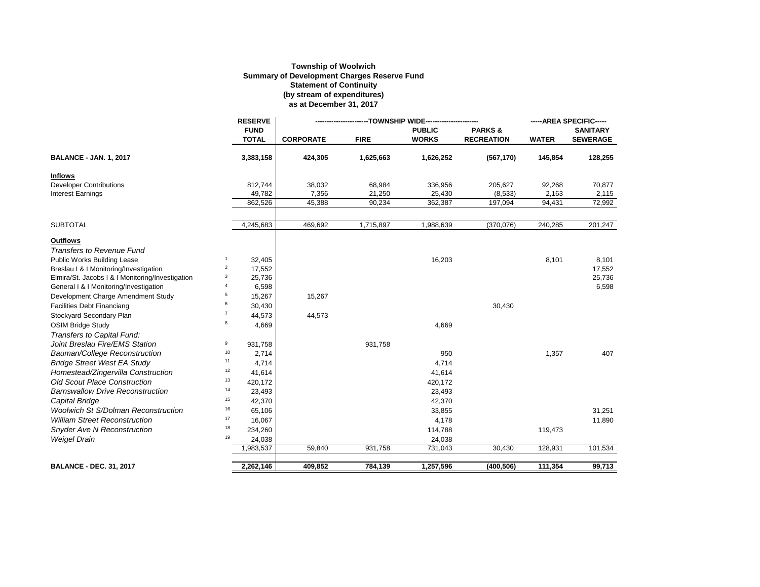**Township of Woolwich**
**Summary of Development Charges Reserve Fund**
**Statement of Continuity**
**(by stream of expenditures)**
**as at December 31, 2017**

| | | RESERVE FUND TOTAL | -----TOWNSHIP WIDE----- | | | | -----AREA SPECIFIC----- | |
|---|---|---|---|---|---|---|---|---|
| | | | CORPORATE | FIRE | PUBLIC WORKS | PARKS & RECREATION | WATER | SANITARY SEWERAGE |
| **BALANCE - JAN. 1, 2017** | | **3,383,158** | **424,305** | **1,625,663** | **1,626,252** | **(567,170)** | **145,854** | **128,255** |
| **Inflows** | | | | | | | | |
| Developer Contributions | | 812,744 | 38,032 | 68,984 | 336,956 | 205,627 | 92,268 | 70,877 |
| Interest Earnings | | 49,782 | 7,356 | 21,250 | 25,430 | (8,533) | 2,163 | 2,115 |
| | | 862,526 | 45,388 | 90,234 | 362,387 | 197,094 | 94,431 | 72,992 |
| SUBTOTAL | | 4,245,683 | 469,692 | 1,715,897 | 1,988,639 | (370,076) | 240,285 | 201,247 |
| **Outflows** | | | | | | | | |
| *Transfers to Revenue Fund* | | | | | | | | |
| Public Works Building Lease | 1 | 32,405 | | | 16,203 | | 8,101 | 8,101 |
| Breslau I & I Monitoring/Investigation | 2 | 17,552 | | | | | | 17,552 |
| Elmira/St. Jacobs I & I Monitoring/Investigation | 3 | 25,736 | | | | | | 25,736 |
| General I & I Monitoring/Investigation | 4 | 6,598 | | | | | | 6,598 |
| Development Charge Amendment Study | 5 | 15,267 | 15,267 | | | | | |
| Facilities Debt Financiang | 6 | 30,430 | | | | 30,430 | | |
| Stockyard Secondary Plan | 7 | 44,573 | 44,573 | | | | | |
| OSIM Bridge Study | 8 | 4,669 | | | 4,669 | | | |
| *Transfers to Capital Fund:* | | | | | | | | |
| *Joint Breslau Fire/EMS Station* | 9 | 931,758 | | 931,758 | | | | |
| *Bauman/College Reconstruction* | 10 | 2,714 | | | 950 | | 1,357 | 407 |
| *Bridge Street West EA Study* | 11 | 4,714 | | | 4,714 | | | |
| *Homestead/Zingervilla Construction* | 12 | 41,614 | | | 41,614 | | | |
| *Old Scout Place Construction* | 13 | 420,172 | | | 420,172 | | | |
| *Barnswallow Drive Reconstruction* | 14 | 23,493 | | | 23,493 | | | |
| *Capital Bridge* | 15 | 42,370 | | | 42,370 | | | |
| *Woolwich St S/Dolman Reconstruction* | 16 | 65,106 | | | 33,855 | | | 31,251 |
| *William Street Reconstruction* | 17 | 16,067 | | | 4,178 | | | 11,890 |
| *Snyder Ave N Reconstruction* | 18 | 234,260 | | | 114,788 | | 119,473 | |
| *Weigel Drain* | 19 | 24,038 | | | 24,038 | | | |
| | | 1,983,537 | 59,840 | 931,758 | 731,043 | 30,430 | 128,931 | 101,534 |
| **BALANCE - DEC. 31, 2017** | | **2,262,146** | **409,852** | **784,139** | **1,257,596** | **(400,506)** | **111,354** | **99,713** |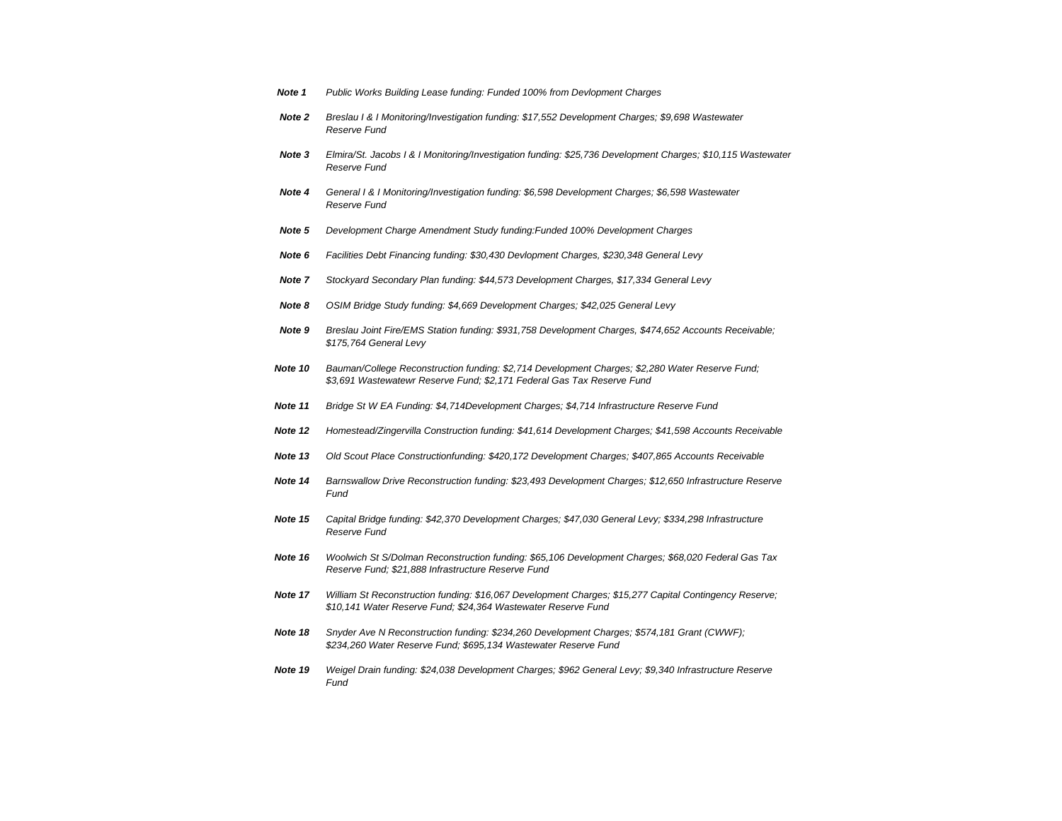| | |
|---|---|
| ***Note 1*** | *Public Works Building Lease funding: Funded 100% from Devlopment Charges* |
| ***Note 2*** | *Breslau I & I Monitoring/Investigation funding: $17,552 Development Charges; $9,698 Wastewater Reserve Fund* |
| ***Note 3*** | *Elmira/St. Jacobs I & I Monitoring/Investigation funding: $25,736 Development Charges; $10,115 Wastewater Reserve Fund* |
| ***Note 4*** | *General I & I Monitoring/Investigation funding: $6,598 Development Charges; $6,598 Wastewater Reserve Fund* |
| ***Note 5*** | *Development Charge Amendment Study funding:Funded 100% Development Charges* |
| ***Note 6*** | *Facilities Debt Financing funding: $30,430 Devlopment Charges, $230,348 General Levy* |
| ***Note 7*** | *Stockyard Secondary Plan funding: $44,573 Development Charges, $17,334 General Levy* |
| ***Note 8*** | *OSIM Bridge Study funding: $4,669 Development Charges; $42,025 General Levy* |
| ***Note 9*** | *Breslau Joint Fire/EMS Station funding: $931,758 Development Charges, $474,652 Accounts Receivable; $175,764 General Levy* |
| ***Note 10*** | *Bauman/College Reconstruction funding: $2,714 Development Charges; $2,280 Water Reserve Fund; $3,691 Wastewatewr Reserve Fund; $2,171 Federal Gas Tax Reserve Fund* |
| ***Note 11*** | *Bridge St W EA Funding: $4,714Development Charges; $4,714 Infrastructure Reserve Fund* |
| ***Note 12*** | *Homestead/Zingervilla Construction funding: $41,614 Development Charges; $41,598 Accounts Receivable* |
| ***Note 13*** | *Old Scout Place Constructionfunding: $420,172 Development Charges; $407,865 Accounts Receivable* |
| ***Note 14*** | *Barnswallow Drive Reconstruction funding: $23,493 Development Charges; $12,650 Infrastructure Reserve Fund* |
| ***Note 15*** | *Capital Bridge funding: $42,370 Development Charges; $47,030 General Levy; $334,298 Infrastructure Reserve Fund* |
| ***Note 16*** | *Woolwich St S/Dolman Reconstruction funding: $65,106 Development Charges; $68,020 Federal Gas Tax Reserve Fund; $21,888 Infrastructure Reserve Fund* |
| ***Note 17*** | *William St Reconstruction funding: $16,067 Development Charges; $15,277 Capital Contingency Reserve; $10,141 Water Reserve Fund; $24,364 Wastewater Reserve Fund* |
| ***Note 18*** | *Snyder Ave N Reconstruction funding: $234,260 Development Charges; $574,181 Grant (CWWF); $234,260 Water Reserve Fund; $695,134 Wastewater Reserve Fund* |
| ***Note 19*** | *Weigel Drain funding: $24,038 Development Charges; $962 General Levy; $9,340 Infrastructure Reserve Fund* |